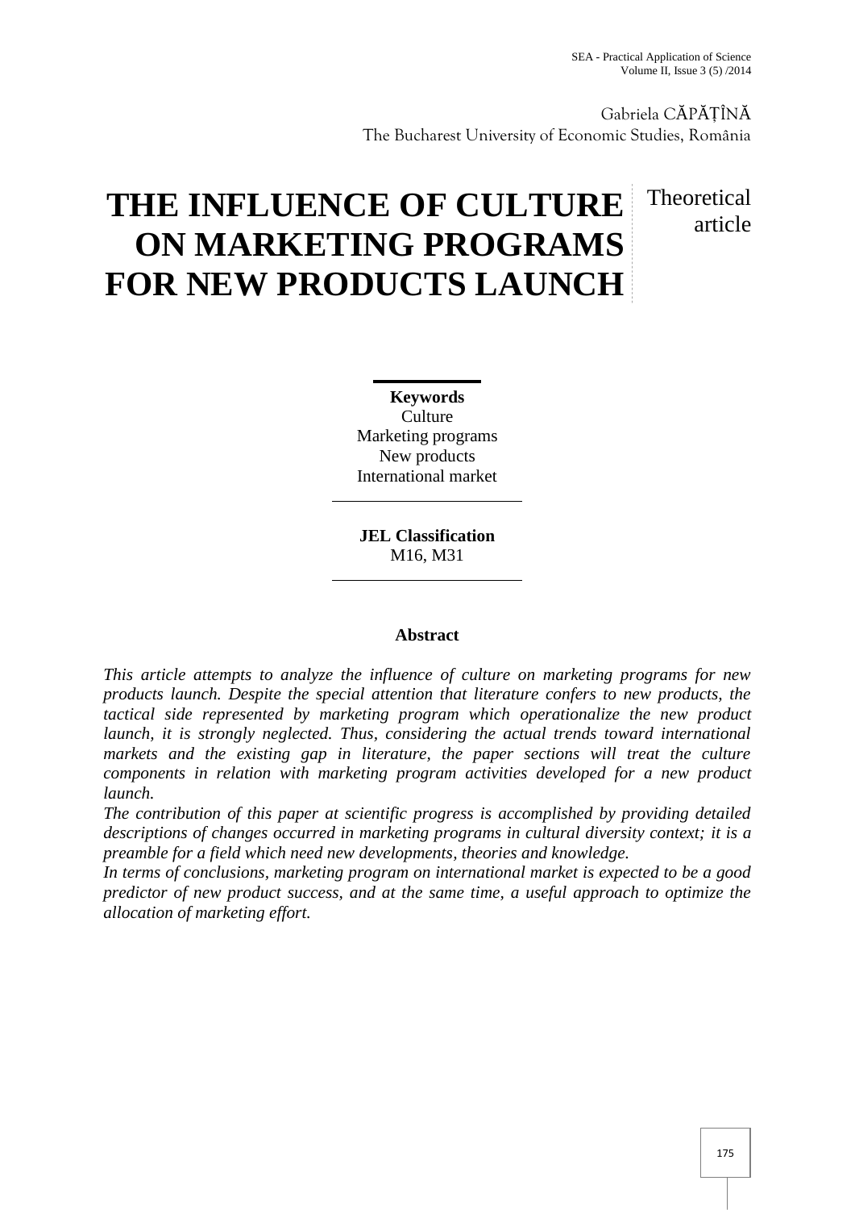Gabriela CĂPĂȚÎNĂ
The Bucharest University of Economic Studies, România

# THE INFLUENCE OF CULTURE ON MARKETING PROGRAMS FOR NEW PRODUCTS LAUNCH

Theoretical article

**Keywords**
Culture
Marketing programs
New products
International market

**JEL Classification**
M16, M31

### Abstract

*This article attempts to analyze the influence of culture on marketing programs for new products launch. Despite the special attention that literature confers to new products, the tactical side represented by marketing program which operationalize the new product launch, it is strongly neglected. Thus, considering the actual trends toward international markets and the existing gap in literature, the paper sections will treat the culture components in relation with marketing program activities developed for a new product launch.*

*The contribution of this paper at scientific progress is accomplished by providing detailed descriptions of changes occurred in marketing programs in cultural diversity context; it is a preamble for a field which need new developments, theories and knowledge.*

*In terms of conclusions, marketing program on international market is expected to be a good predictor of new product success, and at the same time, a useful approach to optimize the allocation of marketing effort.*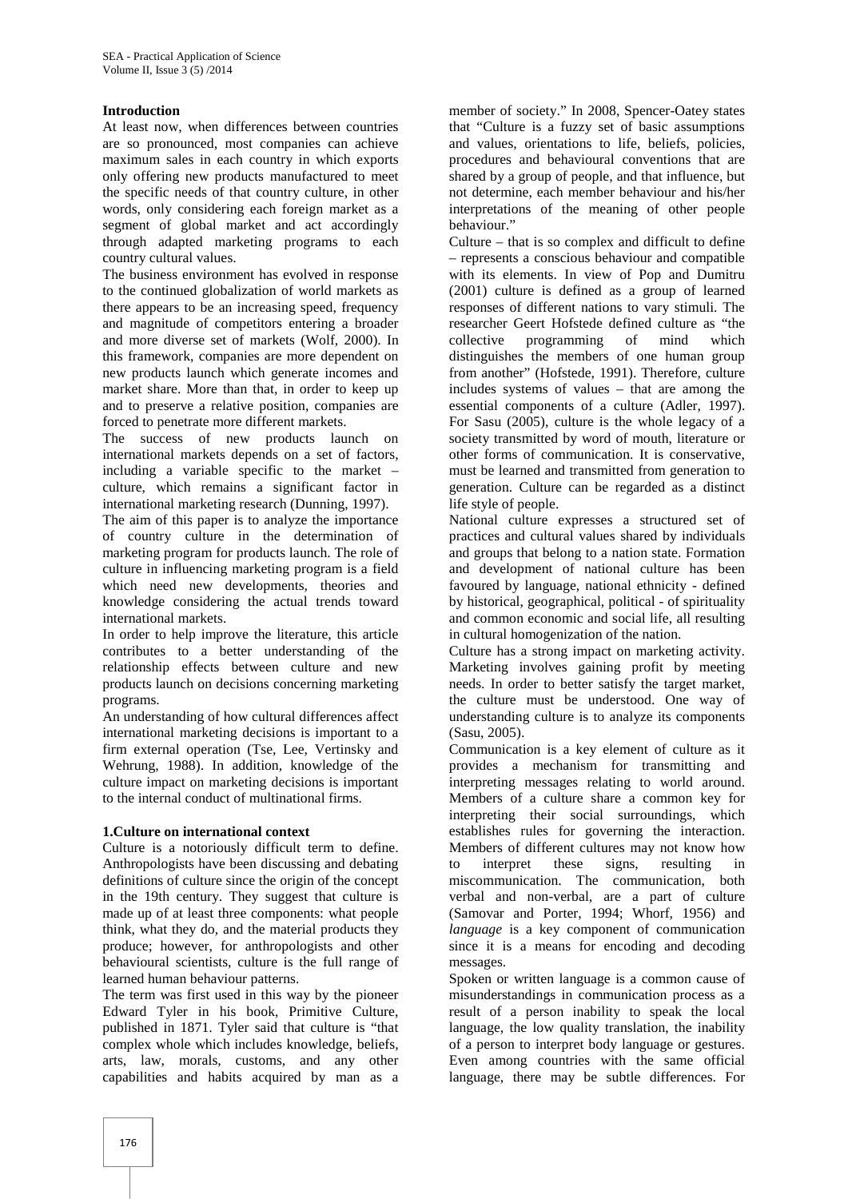## Introduction

At least now, when differences between countries are so pronounced, most companies can achieve maximum sales in each country in which exports only offering new products manufactured to meet the specific needs of that country culture, in other words, only considering each foreign market as a segment of global market and act accordingly through adapted marketing programs to each country cultural values.

The business environment has evolved in response to the continued globalization of world markets as there appears to be an increasing speed, frequency and magnitude of competitors entering a broader and more diverse set of markets (Wolf, 2000). In this framework, companies are more dependent on new products launch which generate incomes and market share. More than that, in order to keep up and to preserve a relative position, companies are forced to penetrate more different markets.

The success of new products launch on international markets depends on a set of factors, including a variable specific to the market – culture, which remains a significant factor in international marketing research (Dunning, 1997).

The aim of this paper is to analyze the importance of country culture in the determination of marketing program for products launch. The role of culture in influencing marketing program is a field which need new developments, theories and knowledge considering the actual trends toward international markets.

In order to help improve the literature, this article contributes to a better understanding of the relationship effects between culture and new products launch on decisions concerning marketing programs.

An understanding of how cultural differences affect international marketing decisions is important to a firm external operation (Tse, Lee, Vertinsky and Wehrung, 1988). In addition, knowledge of the culture impact on marketing decisions is important to the internal conduct of multinational firms.

## 1.Culture on international context

Culture is a notoriously difficult term to define. Anthropologists have been discussing and debating definitions of culture since the origin of the concept in the 19th century. They suggest that culture is made up of at least three components: what people think, what they do, and the material products they produce; however, for anthropologists and other behavioural scientists, culture is the full range of learned human behaviour patterns.

The term was first used in this way by the pioneer Edward Tyler in his book, Primitive Culture, published in 1871. Tyler said that culture is "that complex whole which includes knowledge, beliefs, arts, law, morals, customs, and any other capabilities and habits acquired by man as a member of society." In 2008, Spencer-Oatey states that "Culture is a fuzzy set of basic assumptions and values, orientations to life, beliefs, policies, procedures and behavioural conventions that are shared by a group of people, and that influence, but not determine, each member behaviour and his/her interpretations of the meaning of other people behaviour."

Culture – that is so complex and difficult to define – represents a conscious behaviour and compatible with its elements. In view of Pop and Dumitru (2001) culture is defined as a group of learned responses of different nations to vary stimuli. The researcher Geert Hofstede defined culture as "the collective programming of mind which distinguishes the members of one human group from another" (Hofstede, 1991). Therefore, culture includes systems of values – that are among the essential components of a culture (Adler, 1997). For Sasu (2005), culture is the whole legacy of a society transmitted by word of mouth, literature or other forms of communication. It is conservative, must be learned and transmitted from generation to generation. Culture can be regarded as a distinct life style of people.

National culture expresses a structured set of practices and cultural values shared by individuals and groups that belong to a nation state. Formation and development of national culture has been favoured by language, national ethnicity - defined by historical, geographical, political - of spirituality and common economic and social life, all resulting in cultural homogenization of the nation.

Culture has a strong impact on marketing activity. Marketing involves gaining profit by meeting needs. In order to better satisfy the target market, the culture must be understood. One way of understanding culture is to analyze its components (Sasu, 2005).

Communication is a key element of culture as it provides a mechanism for transmitting and interpreting messages relating to world around. Members of a culture share a common key for interpreting their social surroundings, which establishes rules for governing the interaction. Members of different cultures may not know how to interpret these signs, resulting in miscommunication. The communication, both verbal and non-verbal, are a part of culture (Samovar and Porter, 1994; Whorf, 1956) and *language* is a key component of communication since it is a means for encoding and decoding messages.

Spoken or written language is a common cause of misunderstandings in communication process as a result of a person inability to speak the local language, the low quality translation, the inability of a person to interpret body language or gestures. Even among countries with the same official language, there may be subtle differences. For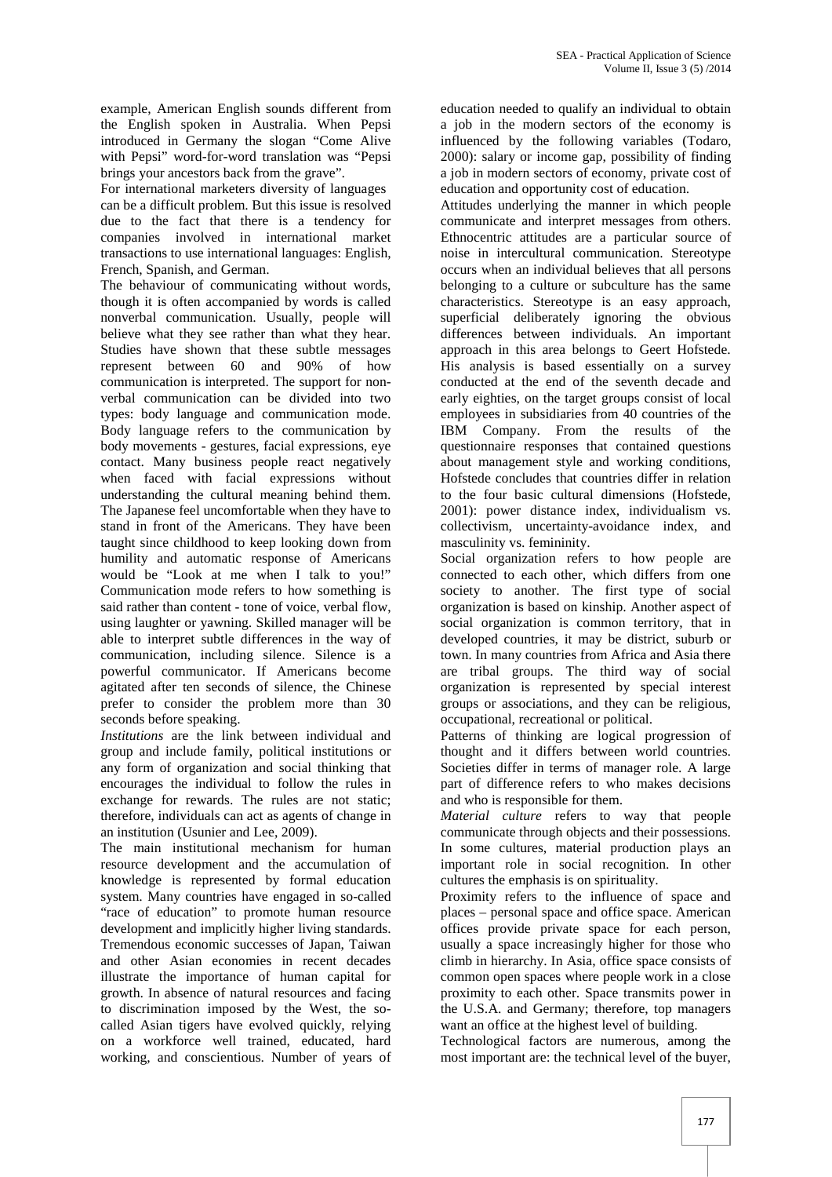example, American English sounds different from the English spoken in Australia. When Pepsi introduced in Germany the slogan "Come Alive with Pepsi" word-for-word translation was "Pepsi brings your ancestors back from the grave".

For international marketers diversity of languages can be a difficult problem. But this issue is resolved due to the fact that there is a tendency for companies involved in international market transactions to use international languages: English, French, Spanish, and German.

The behaviour of communicating without words, though it is often accompanied by words is called nonverbal communication. Usually, people will believe what they see rather than what they hear. Studies have shown that these subtle messages represent between 60 and 90% of how communication is interpreted. The support for non-verbal communication can be divided into two types: body language and communication mode. Body language refers to the communication by body movements - gestures, facial expressions, eye contact. Many business people react negatively when faced with facial expressions without understanding the cultural meaning behind them. The Japanese feel uncomfortable when they have to stand in front of the Americans. They have been taught since childhood to keep looking down from humility and automatic response of Americans would be "Look at me when I talk to you!" Communication mode refers to how something is said rather than content - tone of voice, verbal flow, using laughter or yawning. Skilled manager will be able to interpret subtle differences in the way of communication, including silence. Silence is a powerful communicator. If Americans become agitated after ten seconds of silence, the Chinese prefer to consider the problem more than 30 seconds before speaking.

*Institutions* are the link between individual and group and include family, political institutions or any form of organization and social thinking that encourages the individual to follow the rules in exchange for rewards. The rules are not static; therefore, individuals can act as agents of change in an institution (Usunier and Lee, 2009).

The main institutional mechanism for human resource development and the accumulation of knowledge is represented by formal education system. Many countries have engaged in so-called "race of education" to promote human resource development and implicitly higher living standards. Tremendous economic successes of Japan, Taiwan and other Asian economies in recent decades illustrate the importance of human capital for growth. In absence of natural resources and facing to discrimination imposed by the West, the so-called Asian tigers have evolved quickly, relying on a workforce well trained, educated, hard working, and conscientious. Number of years of education needed to qualify an individual to obtain a job in the modern sectors of the economy is influenced by the following variables (Todaro, 2000): salary or income gap, possibility of finding a job in modern sectors of economy, private cost of education and opportunity cost of education.

Attitudes underlying the manner in which people communicate and interpret messages from others. Ethnocentric attitudes are a particular source of noise in intercultural communication. Stereotype occurs when an individual believes that all persons belonging to a culture or subculture has the same characteristics. Stereotype is an easy approach, superficial deliberately ignoring the obvious differences between individuals. An important approach in this area belongs to Geert Hofstede. His analysis is based essentially on a survey conducted at the end of the seventh decade and early eighties, on the target groups consist of local employees in subsidiaries from 40 countries of the IBM Company. From the results of the questionnaire responses that contained questions about management style and working conditions, Hofstede concludes that countries differ in relation to the four basic cultural dimensions (Hofstede, 2001): power distance index, individualism vs. collectivism, uncertainty-avoidance index, and masculinity vs. femininity.

Social organization refers to how people are connected to each other, which differs from one society to another. The first type of social organization is based on kinship. Another aspect of social organization is common territory, that in developed countries, it may be district, suburb or town. In many countries from Africa and Asia there are tribal groups. The third way of social organization is represented by special interest groups or associations, and they can be religious, occupational, recreational or political.

Patterns of thinking are logical progression of thought and it differs between world countries. Societies differ in terms of manager role. A large part of difference refers to who makes decisions and who is responsible for them.

*Material culture* refers to way that people communicate through objects and their possessions. In some cultures, material production plays an important role in social recognition. In other cultures the emphasis is on spirituality.

Proximity refers to the influence of space and places – personal space and office space. American offices provide private space for each person, usually a space increasingly higher for those who climb in hierarchy. In Asia, office space consists of common open spaces where people work in a close proximity to each other. Space transmits power in the U.S.A. and Germany; therefore, top managers want an office at the highest level of building.

Technological factors are numerous, among the most important are: the technical level of the buyer,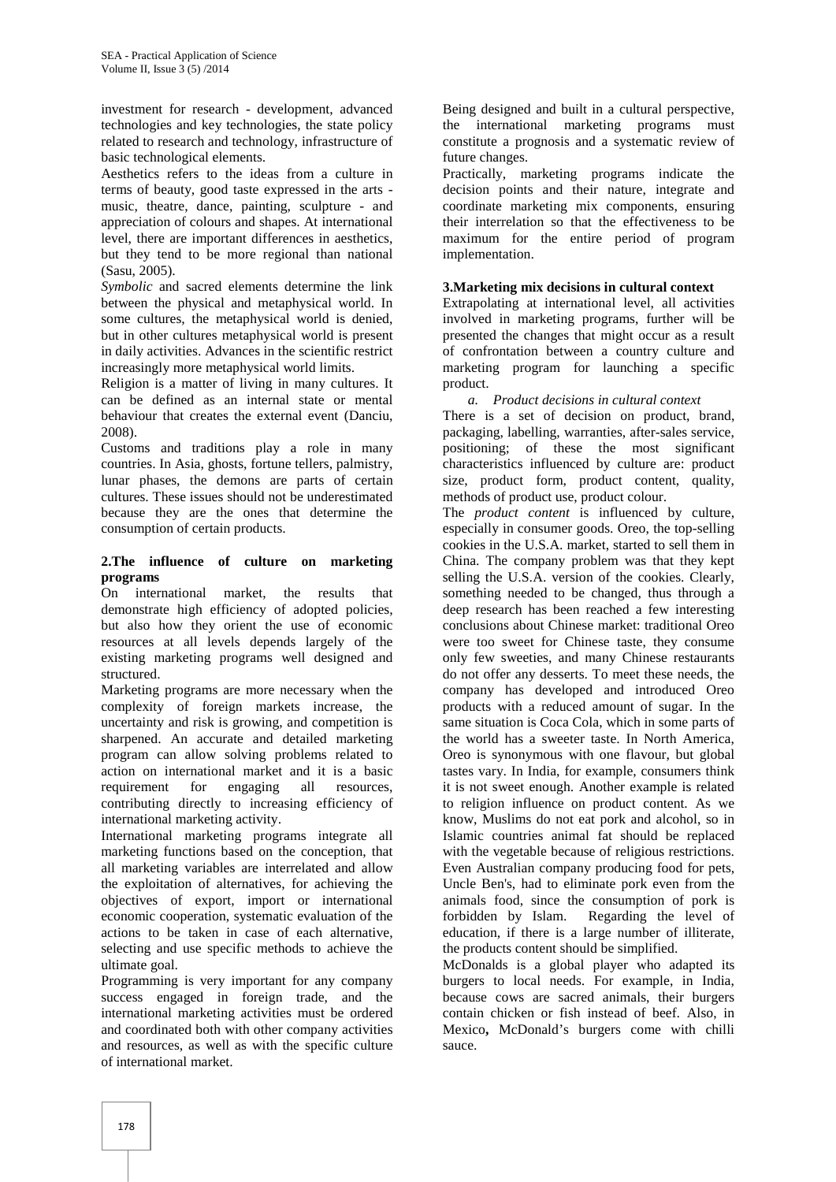investment for research - development, advanced technologies and key technologies, the state policy related to research and technology, infrastructure of basic technological elements.

Aesthetics refers to the ideas from a culture in terms of beauty, good taste expressed in the arts - music, theatre, dance, painting, sculpture - and appreciation of colours and shapes. At international level, there are important differences in aesthetics, but they tend to be more regional than national (Sasu, 2005).

*Symbolic* and sacred elements determine the link between the physical and metaphysical world. In some cultures, the metaphysical world is denied, but in other cultures metaphysical world is present in daily activities. Advances in the scientific restrict increasingly more metaphysical world limits.

Religion is a matter of living in many cultures. It can be defined as an internal state or mental behaviour that creates the external event (Danciu, 2008).

Customs and traditions play a role in many countries. In Asia, ghosts, fortune tellers, palmistry, lunar phases, the demons are parts of certain cultures. These issues should not be underestimated because they are the ones that determine the consumption of certain products.

## 2.The influence of culture on marketing programs

On international market, the results that demonstrate high efficiency of adopted policies, but also how they orient the use of economic resources at all levels depends largely of the existing marketing programs well designed and structured.

Marketing programs are more necessary when the complexity of foreign markets increase, the uncertainty and risk is growing, and competition is sharpened. An accurate and detailed marketing program can allow solving problems related to action on international market and it is a basic requirement for engaging all resources, contributing directly to increasing efficiency of international marketing activity.

International marketing programs integrate all marketing functions based on the conception, that all marketing variables are interrelated and allow the exploitation of alternatives, for achieving the objectives of export, import or international economic cooperation, systematic evaluation of the actions to be taken in case of each alternative, selecting and use specific methods to achieve the ultimate goal.

Programming is very important for any company success engaged in foreign trade, and the international marketing activities must be ordered and coordinated both with other company activities and resources, as well as with the specific culture of international market.

Being designed and built in a cultural perspective, the international marketing programs must constitute a prognosis and a systematic review of future changes.

Practically, marketing programs indicate the decision points and their nature, integrate and coordinate marketing mix components, ensuring their interrelation so that the effectiveness to be maximum for the entire period of program implementation.

## 3.Marketing mix decisions in cultural context

Extrapolating at international level, all activities involved in marketing programs, further will be presented the changes that might occur as a result of confrontation between a country culture and marketing program for launching a specific product.

*a. Product decisions in cultural context*

There is a set of decision on product, brand, packaging, labelling, warranties, after-sales service, positioning; of these the most significant characteristics influenced by culture are: product size, product form, product content, quality, methods of product use, product colour.

The *product content* is influenced by culture, especially in consumer goods. Oreo, the top-selling cookies in the U.S.A. market, started to sell them in China. The company problem was that they kept selling the U.S.A. version of the cookies. Clearly, something needed to be changed, thus through a deep research has been reached a few interesting conclusions about Chinese market: traditional Oreo were too sweet for Chinese taste, they consume only few sweeties, and many Chinese restaurants do not offer any desserts. To meet these needs, the company has developed and introduced Oreo products with a reduced amount of sugar. In the same situation is Coca Cola, which in some parts of the world has a sweeter taste. In North America, Oreo is synonymous with one flavour, but global tastes vary. In India, for example, consumers think it is not sweet enough. Another example is related to religion influence on product content. As we know, Muslims do not eat pork and alcohol, so in Islamic countries animal fat should be replaced with the vegetable because of religious restrictions. Even Australian company producing food for pets, Uncle Ben's, had to eliminate pork even from the animals food, since the consumption of pork is forbidden by Islam. Regarding the level of education, if there is a large number of illiterate, the products content should be simplified.

McDonalds is a global player who adapted its burgers to local needs. For example, in India, because cows are sacred animals, their burgers contain chicken or fish instead of beef. Also, in Mexico**,** McDonald's burgers come with chilli sauce.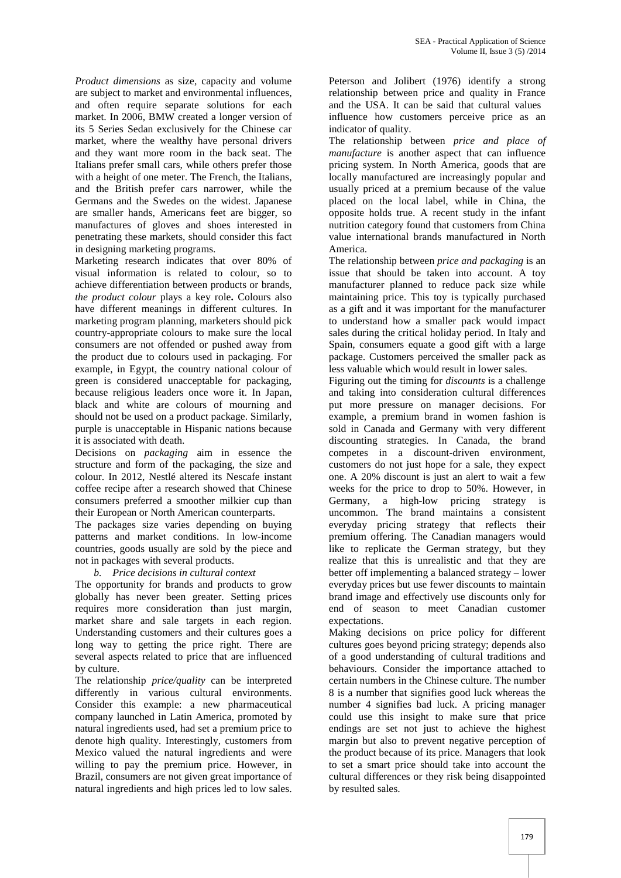*Product dimensions* as size, capacity and volume are subject to market and environmental influences, and often require separate solutions for each market. In 2006, BMW created a longer version of its 5 Series Sedan exclusively for the Chinese car market, where the wealthy have personal drivers and they want more room in the back seat. The Italians prefer small cars, while others prefer those with a height of one meter. The French, the Italians, and the British prefer cars narrower, while the Germans and the Swedes on the widest. Japanese are smaller hands, Americans feet are bigger, so manufactures of gloves and shoes interested in penetrating these markets, should consider this fact in designing marketing programs.

Marketing research indicates that over 80% of visual information is related to colour, so to achieve differentiation between products or brands, *the product colour* plays a key role**.** Colours also have different meanings in different cultures. In marketing program planning, marketers should pick country-appropriate colours to make sure the local consumers are not offended or pushed away from the product due to colours used in packaging. For example, in Egypt, the country national colour of green is considered unacceptable for packaging, because religious leaders once wore it. In Japan, black and white are colours of mourning and should not be used on a product package. Similarly, purple is unacceptable in Hispanic nations because it is associated with death.

Decisions on *packaging* aim in essence the structure and form of the packaging, the size and colour. In 2012, Nestlé altered its Nescafe instant coffee recipe after a research showed that Chinese consumers preferred a smoother milkier cup than their European or North American counterparts.

The packages size varies depending on buying patterns and market conditions. In low-income countries, goods usually are sold by the piece and not in packages with several products.

### *b. Price decisions in cultural context*

The opportunity for brands and products to grow globally has never been greater. Setting prices requires more consideration than just margin, market share and sale targets in each region. Understanding customers and their cultures goes a long way to getting the price right. There are several aspects related to price that are influenced by culture.

The relationship *price/quality* can be interpreted differently in various cultural environments. Consider this example: a new pharmaceutical company launched in Latin America, promoted by natural ingredients used, had set a premium price to denote high quality. Interestingly, customers from Mexico valued the natural ingredients and were willing to pay the premium price. However, in Brazil, consumers are not given great importance of natural ingredients and high prices led to low sales. Peterson and Jolibert (1976) identify a strong relationship between price and quality in France and the USA. It can be said that cultural values influence how customers perceive price as an indicator of quality.

The relationship between *price and place of manufacture* is another aspect that can influence pricing system. In North America, goods that are locally manufactured are increasingly popular and usually priced at a premium because of the value placed on the local label, while in China, the opposite holds true. A recent study in the infant nutrition category found that customers from China value international brands manufactured in North America.

The relationship between *price and packaging* is an issue that should be taken into account. A toy manufacturer planned to reduce pack size while maintaining price. This toy is typically purchased as a gift and it was important for the manufacturer to understand how a smaller pack would impact sales during the critical holiday period. In Italy and Spain, consumers equate a good gift with a large package. Customers perceived the smaller pack as less valuable which would result in lower sales.

Figuring out the timing for *discounts* is a challenge and taking into consideration cultural differences put more pressure on manager decisions. For example, a premium brand in women fashion is sold in Canada and Germany with very different discounting strategies. In Canada, the brand competes in a discount-driven environment, customers do not just hope for a sale, they expect one. A 20% discount is just an alert to wait a few weeks for the price to drop to 50%. However, in Germany, a high-low pricing strategy is uncommon. The brand maintains a consistent everyday pricing strategy that reflects their premium offering. The Canadian managers would like to replicate the German strategy, but they realize that this is unrealistic and that they are better off implementing a balanced strategy – lower everyday prices but use fewer discounts to maintain brand image and effectively use discounts only for end of season to meet Canadian customer expectations.

Making decisions on price policy for different cultures goes beyond pricing strategy; depends also of a good understanding of cultural traditions and behaviours. Consider the importance attached to certain numbers in the Chinese culture. The number 8 is a number that signifies good luck whereas the number 4 signifies bad luck. A pricing manager could use this insight to make sure that price endings are set not just to achieve the highest margin but also to prevent negative perception of the product because of its price. Managers that look to set a smart price should take into account the cultural differences or they risk being disappointed by resulted sales.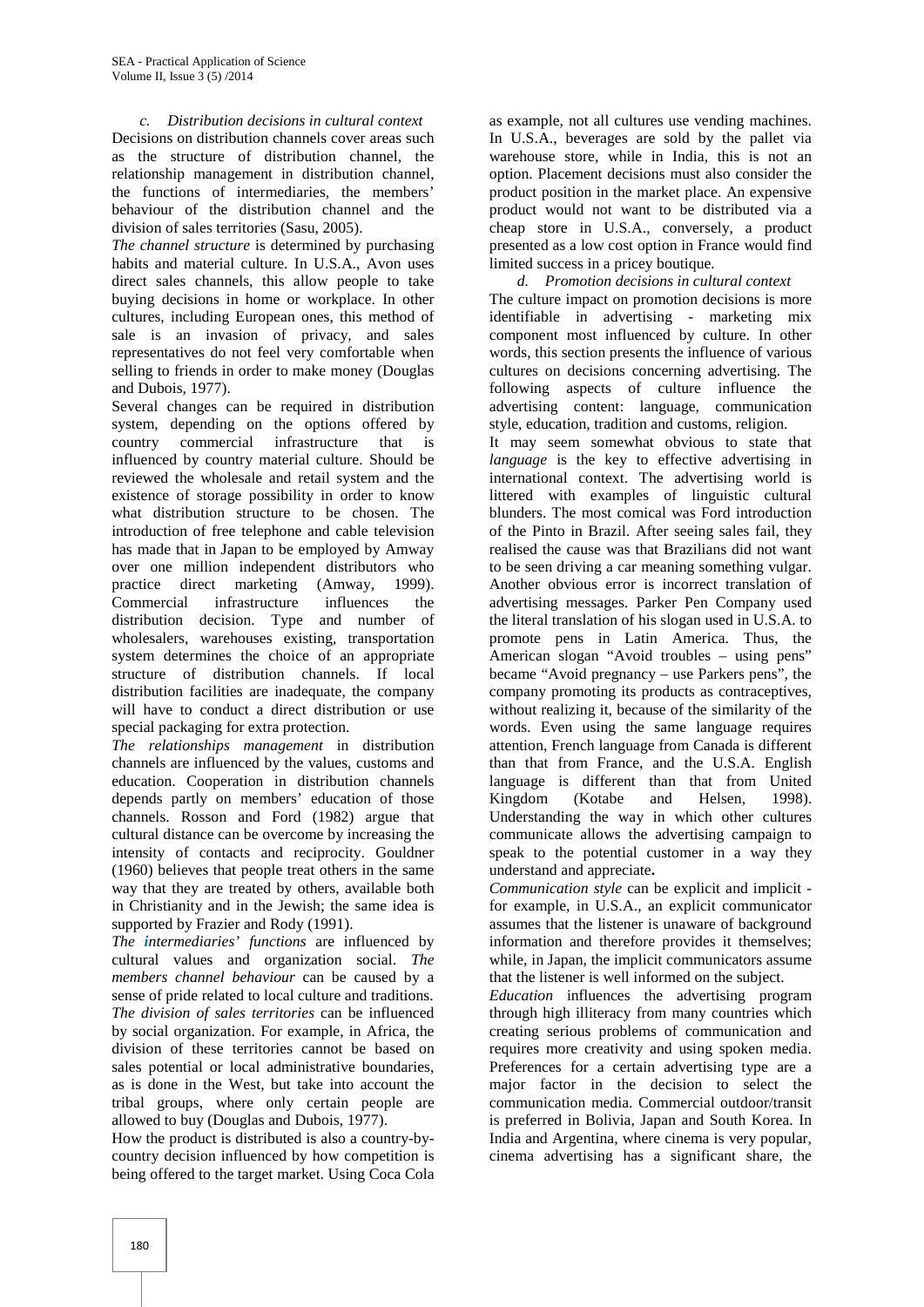*c. Distribution decisions in cultural context*

Decisions on distribution channels cover areas such as the structure of distribution channel, the relationship management in distribution channel, the functions of intermediaries, the members' behaviour of the distribution channel and the division of sales territories (Sasu, 2005).

*The channel structure* is determined by purchasing habits and material culture. In U.S.A., Avon uses direct sales channels, this allow people to take buying decisions in home or workplace. In other cultures, including European ones, this method of sale is an invasion of privacy, and sales representatives do not feel very comfortable when selling to friends in order to make money (Douglas and Dubois, 1977).

Several changes can be required in distribution system, depending on the options offered by country commercial infrastructure that is influenced by country material culture. Should be reviewed the wholesale and retail system and the existence of storage possibility in order to know what distribution structure to be chosen. The introduction of free telephone and cable television has made that in Japan to be employed by Amway over one million independent distributors who practice direct marketing (Amway, 1999). Commercial infrastructure influences the distribution decision. Type and number of wholesalers, warehouses existing, transportation system determines the choice of an appropriate structure of distribution channels. If local distribution facilities are inadequate, the company will have to conduct a direct distribution or use special packaging for extra protection.

*The relationships management* in distribution channels are influenced by the values, customs and education. Cooperation in distribution channels depends partly on members' education of those channels. Rosson and Ford (1982) argue that cultural distance can be overcome by increasing the intensity of contacts and reciprocity. Gouldner (1960) believes that people treat others in the same way that they are treated by others, available both in Christianity and in the Jewish; the same idea is supported by Frazier and Rody (1991).

*The intermediaries' functions* are influenced by cultural values and organization social. *The members channel behaviour* can be caused by a sense of pride related to local culture and traditions. *The division of sales territories* can be influenced by social organization. For example, in Africa, the division of these territories cannot be based on sales potential or local administrative boundaries, as is done in the West, but take into account the tribal groups, where only certain people are allowed to buy (Douglas and Dubois, 1977).

How the product is distributed is also a country-by-country decision influenced by how competition is being offered to the target market. Using Coca Cola as example, not all cultures use vending machines. In U.S.A., beverages are sold by the pallet via warehouse store, while in India, this is not an option. Placement decisions must also consider the product position in the market place. An expensive product would not want to be distributed via a cheap store in U.S.A., conversely, a product presented as a low cost option in France would find limited success in a pricey boutique.

*d. Promotion decisions in cultural context*

The culture impact on promotion decisions is more identifiable in advertising - marketing mix component most influenced by culture. In other words, this section presents the influence of various cultures on decisions concerning advertising. The following aspects of culture influence the advertising content: language, communication style, education, tradition and customs, religion.

It may seem somewhat obvious to state that *language* is the key to effective advertising in international context. The advertising world is littered with examples of linguistic cultural blunders. The most comical was Ford introduction of the Pinto in Brazil. After seeing sales fail, they realised the cause was that Brazilians did not want to be seen driving a car meaning something vulgar. Another obvious error is incorrect translation of advertising messages. Parker Pen Company used the literal translation of his slogan used in U.S.A. to promote pens in Latin America. Thus, the American slogan "Avoid troubles – using pens" became "Avoid pregnancy – use Parkers pens", the company promoting its products as contraceptives, without realizing it, because of the similarity of the words. Even using the same language requires attention, French language from Canada is different than that from France, and the U.S.A. English language is different than that from United Kingdom (Kotabe and Helsen, 1998). Understanding the way in which other cultures communicate allows the advertising campaign to speak to the potential customer in a way they understand and appreciate**.**

*Communication style* can be explicit and implicit - for example, in U.S.A., an explicit communicator assumes that the listener is unaware of background information and therefore provides it themselves; while, in Japan, the implicit communicators assume that the listener is well informed on the subject.

*Education* influences the advertising program through high illiteracy from many countries which creating serious problems of communication and requires more creativity and using spoken media. Preferences for a certain advertising type are a major factor in the decision to select the communication media. Commercial outdoor/transit is preferred in Bolivia, Japan and South Korea. In India and Argentina, where cinema is very popular, cinema advertising has a significant share, the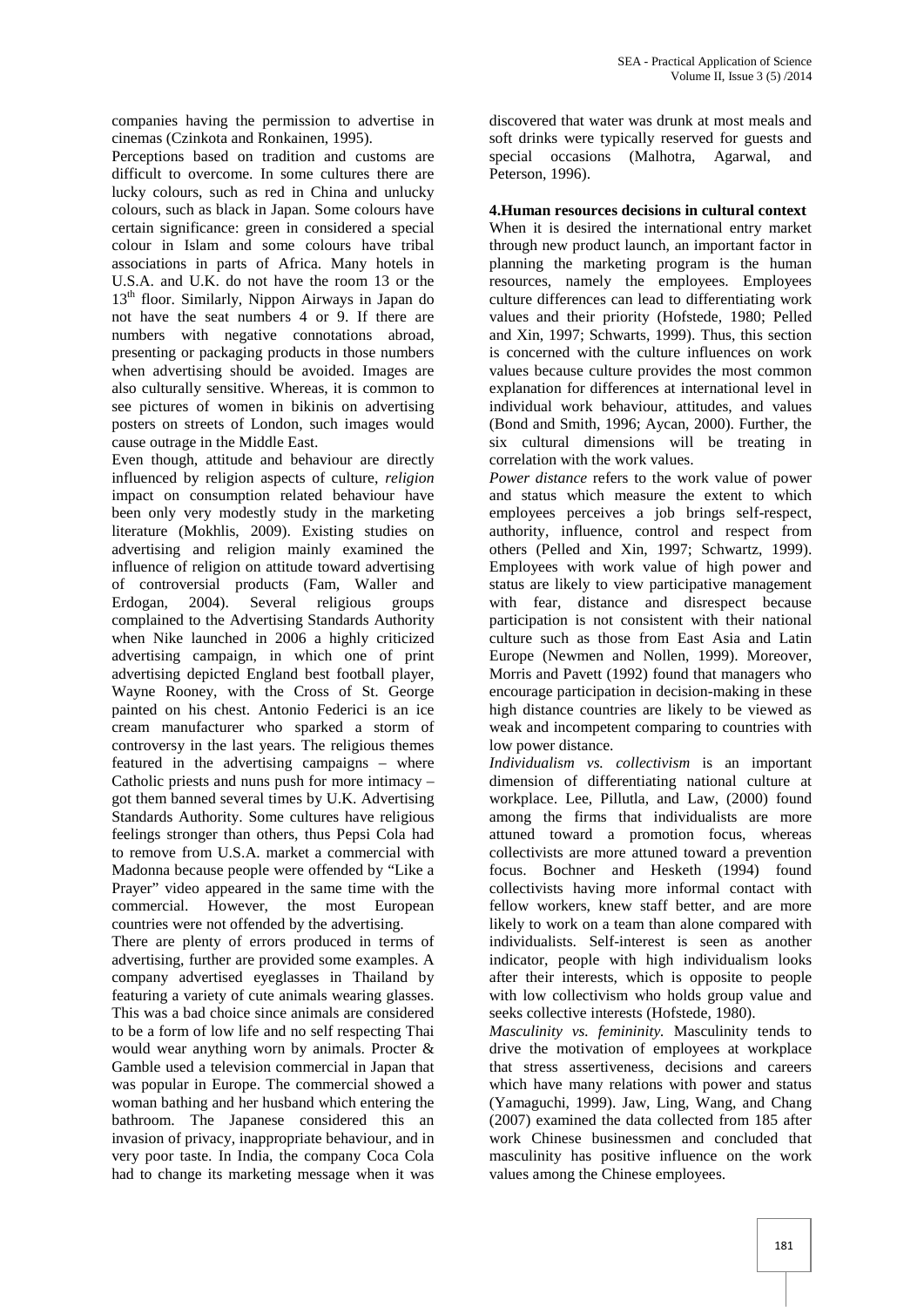companies having the permission to advertise in cinemas (Czinkota and Ronkainen, 1995).

Perceptions based on tradition and customs are difficult to overcome. In some cultures there are lucky colours, such as red in China and unlucky colours, such as black in Japan. Some colours have certain significance: green in considered a special colour in Islam and some colours have tribal associations in parts of Africa. Many hotels in U.S.A. and U.K. do not have the room 13 or the 13th floor. Similarly, Nippon Airways in Japan do not have the seat numbers 4 or 9. If there are numbers with negative connotations abroad, presenting or packaging products in those numbers when advertising should be avoided. Images are also culturally sensitive. Whereas, it is common to see pictures of women in bikinis on advertising posters on streets of London, such images would cause outrage in the Middle East.

Even though, attitude and behaviour are directly influenced by religion aspects of culture, *religion* impact on consumption related behaviour have been only very modestly study in the marketing literature (Mokhlis, 2009). Existing studies on advertising and religion mainly examined the influence of religion on attitude toward advertising of controversial products (Fam, Waller and Erdogan, 2004). Several religious groups complained to the Advertising Standards Authority when Nike launched in 2006 a highly criticized advertising campaign, in which one of print advertising depicted England best football player, Wayne Rooney, with the Cross of St. George painted on his chest. Antonio Federici is an ice cream manufacturer who sparked a storm of controversy in the last years. The religious themes featured in the advertising campaigns – where Catholic priests and nuns push for more intimacy – got them banned several times by U.K. Advertising Standards Authority. Some cultures have religious feelings stronger than others, thus Pepsi Cola had to remove from U.S.A. market a commercial with Madonna because people were offended by "Like a Prayer" video appeared in the same time with the commercial. However, the most European countries were not offended by the advertising.

There are plenty of errors produced in terms of advertising, further are provided some examples. A company advertised eyeglasses in Thailand by featuring a variety of cute animals wearing glasses. This was a bad choice since animals are considered to be a form of low life and no self respecting Thai would wear anything worn by animals. Procter & Gamble used a television commercial in Japan that was popular in Europe. The commercial showed a woman bathing and her husband which entering the bathroom. The Japanese considered this an invasion of privacy, inappropriate behaviour, and in very poor taste. In India, the company Coca Cola had to change its marketing message when it was discovered that water was drunk at most meals and soft drinks were typically reserved for guests and special occasions (Malhotra, Agarwal, and Peterson, 1996).

**4.Human resources decisions in cultural context**

When it is desired the international entry market through new product launch, an important factor in planning the marketing program is the human resources, namely the employees. Employees culture differences can lead to differentiating work values and their priority (Hofstede, 1980; Pelled and Xin, 1997; Schwarts, 1999). Thus, this section is concerned with the culture influences on work values because culture provides the most common explanation for differences at international level in individual work behaviour, attitudes, and values (Bond and Smith, 1996; Aycan, 2000). Further, the six cultural dimensions will be treating in correlation with the work values.

*Power distance* refers to the work value of power and status which measure the extent to which employees perceives a job brings self-respect, authority, influence, control and respect from others (Pelled and Xin, 1997; Schwartz, 1999). Employees with work value of high power and status are likely to view participative management with fear, distance and disrespect because participation is not consistent with their national culture such as those from East Asia and Latin Europe (Newmen and Nollen, 1999). Moreover, Morris and Pavett (1992) found that managers who encourage participation in decision-making in these high distance countries are likely to be viewed as weak and incompetent comparing to countries with low power distance.

*Individualism vs. collectivism* is an important dimension of differentiating national culture at workplace. Lee, Pillutla, and Law, (2000) found among the firms that individualists are more attuned toward a promotion focus, whereas collectivists are more attuned toward a prevention focus. Bochner and Hesketh (1994) found collectivists having more informal contact with fellow workers, knew staff better, and are more likely to work on a team than alone compared with individualists. Self-interest is seen as another indicator, people with high individualism looks after their interests, which is opposite to people with low collectivism who holds group value and seeks collective interests (Hofstede, 1980).

*Masculinity vs. femininity.* Masculinity tends to drive the motivation of employees at workplace that stress assertiveness, decisions and careers which have many relations with power and status (Yamaguchi, 1999). Jaw, Ling, Wang, and Chang (2007) examined the data collected from 185 after work Chinese businessmen and concluded that masculinity has positive influence on the work values among the Chinese employees.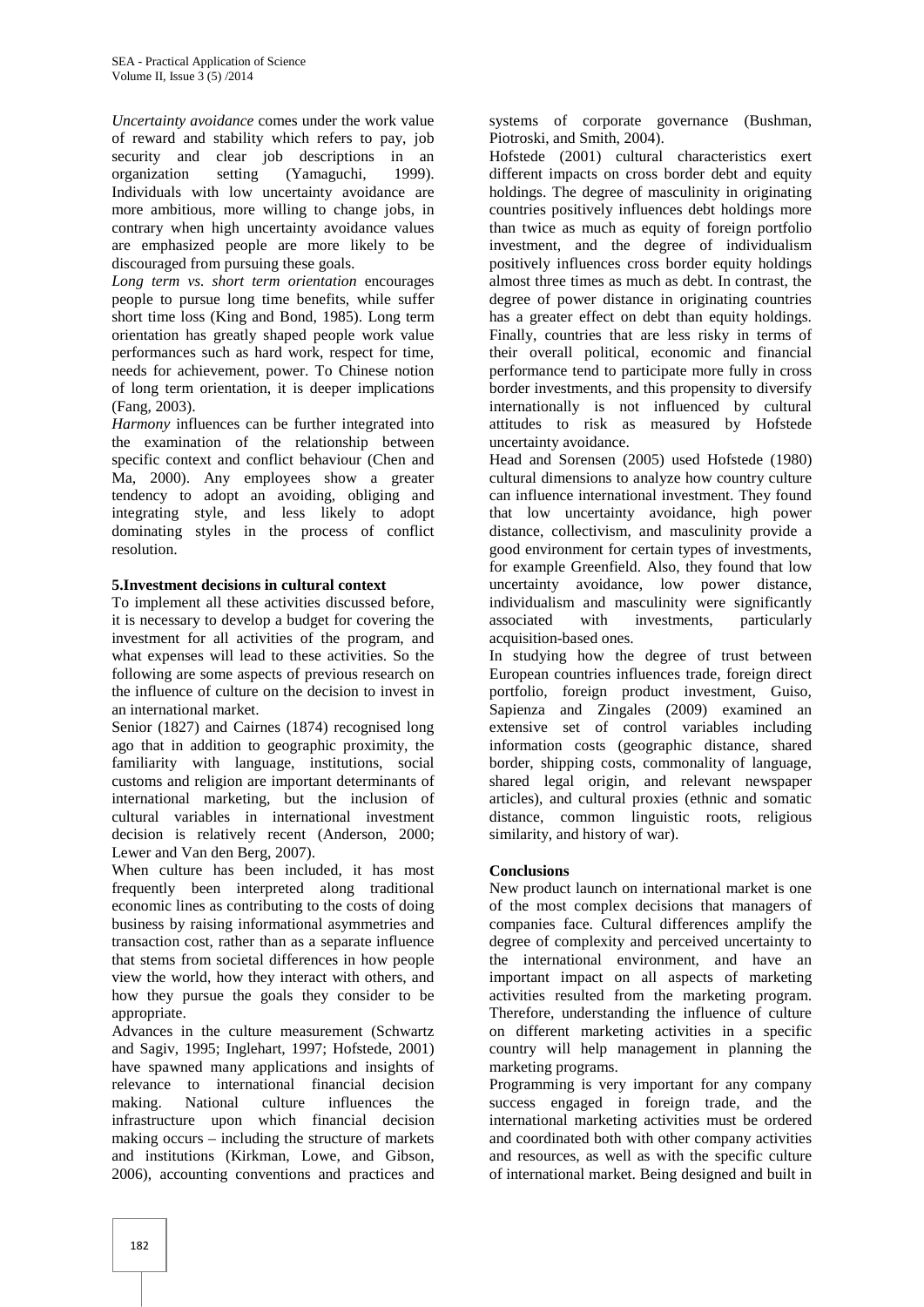*Uncertainty avoidance* comes under the work value of reward and stability which refers to pay, job security and clear job descriptions in an organization setting (Yamaguchi, 1999). Individuals with low uncertainty avoidance are more ambitious, more willing to change jobs, in contrary when high uncertainty avoidance values are emphasized people are more likely to be discouraged from pursuing these goals.

*Long term vs. short term orientation* encourages people to pursue long time benefits, while suffer short time loss (King and Bond, 1985). Long term orientation has greatly shaped people work value performances such as hard work, respect for time, needs for achievement, power. To Chinese notion of long term orientation, it is deeper implications (Fang, 2003).

*Harmony* influences can be further integrated into the examination of the relationship between specific context and conflict behaviour (Chen and Ma, 2000). Any employees show a greater tendency to adopt an avoiding, obliging and integrating style, and less likely to adopt dominating styles in the process of conflict resolution.

## 5.Investment decisions in cultural context

To implement all these activities discussed before, it is necessary to develop a budget for covering the investment for all activities of the program, and what expenses will lead to these activities. So the following are some aspects of previous research on the influence of culture on the decision to invest in an international market.

Senior (1827) and Cairnes (1874) recognised long ago that in addition to geographic proximity, the familiarity with language, institutions, social customs and religion are important determinants of international marketing, but the inclusion of cultural variables in international investment decision is relatively recent (Anderson, 2000; Lewer and Van den Berg, 2007).

When culture has been included, it has most frequently been interpreted along traditional economic lines as contributing to the costs of doing business by raising informational asymmetries and transaction cost, rather than as a separate influence that stems from societal differences in how people view the world, how they interact with others, and how they pursue the goals they consider to be appropriate.

Advances in the culture measurement (Schwartz and Sagiv, 1995; Inglehart, 1997; Hofstede, 2001) have spawned many applications and insights of relevance to international financial decision making. National culture influences the infrastructure upon which financial decision making occurs – including the structure of markets and institutions (Kirkman, Lowe, and Gibson, 2006), accounting conventions and practices and systems of corporate governance (Bushman, Piotroski, and Smith, 2004).

Hofstede (2001) cultural characteristics exert different impacts on cross border debt and equity holdings. The degree of masculinity in originating countries positively influences debt holdings more than twice as much as equity of foreign portfolio investment, and the degree of individualism positively influences cross border equity holdings almost three times as much as debt. In contrast, the degree of power distance in originating countries has a greater effect on debt than equity holdings. Finally, countries that are less risky in terms of their overall political, economic and financial performance tend to participate more fully in cross border investments, and this propensity to diversify internationally is not influenced by cultural attitudes to risk as measured by Hofstede uncertainty avoidance.

Head and Sorensen (2005) used Hofstede (1980) cultural dimensions to analyze how country culture can influence international investment. They found that low uncertainty avoidance, high power distance, collectivism, and masculinity provide a good environment for certain types of investments, for example Greenfield. Also, they found that low uncertainty avoidance, low power distance, individualism and masculinity were significantly associated with investments, particularly acquisition-based ones.

In studying how the degree of trust between European countries influences trade, foreign direct portfolio, foreign product investment, Guiso, Sapienza and Zingales (2009) examined an extensive set of control variables including information costs (geographic distance, shared border, shipping costs, commonality of language, shared legal origin, and relevant newspaper articles), and cultural proxies (ethnic and somatic distance, common linguistic roots, religious similarity, and history of war).

## Conclusions

New product launch on international market is one of the most complex decisions that managers of companies face. Cultural differences amplify the degree of complexity and perceived uncertainty to the international environment, and have an important impact on all aspects of marketing activities resulted from the marketing program. Therefore, understanding the influence of culture on different marketing activities in a specific country will help management in planning the marketing programs.

Programming is very important for any company success engaged in foreign trade, and the international marketing activities must be ordered and coordinated both with other company activities and resources, as well as with the specific culture of international market. Being designed and built in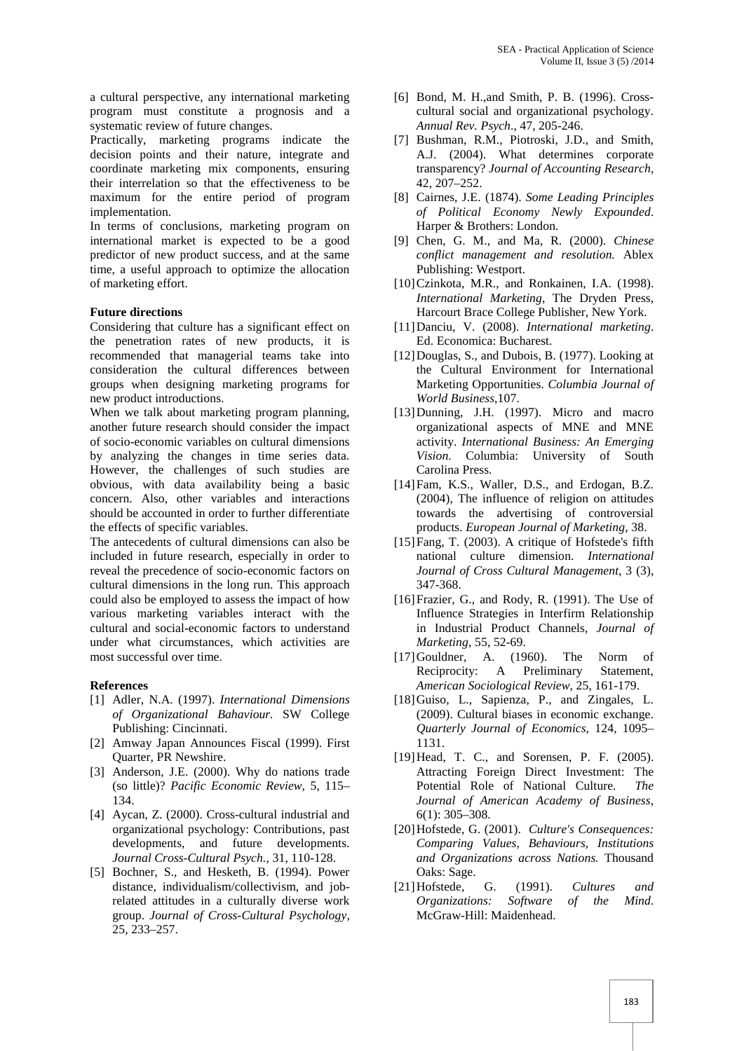a cultural perspective, any international marketing program must constitute a prognosis and a systematic review of future changes.

Practically, marketing programs indicate the decision points and their nature, integrate and coordinate marketing mix components, ensuring their interrelation so that the effectiveness to be maximum for the entire period of program implementation.

In terms of conclusions, marketing program on international market is expected to be a good predictor of new product success, and at the same time, a useful approach to optimize the allocation of marketing effort.

**Future directions**

Considering that culture has a significant effect on the penetration rates of new products, it is recommended that managerial teams take into consideration the cultural differences between groups when designing marketing programs for new product introductions.

When we talk about marketing program planning, another future research should consider the impact of socio-economic variables on cultural dimensions by analyzing the changes in time series data. However, the challenges of such studies are obvious, with data availability being a basic concern. Also, other variables and interactions should be accounted in order to further differentiate the effects of specific variables.

The antecedents of cultural dimensions can also be included in future research, especially in order to reveal the precedence of socio-economic factors on cultural dimensions in the long run. This approach could also be employed to assess the impact of how various marketing variables interact with the cultural and social-economic factors to understand under what circumstances, which activities are most successful over time.

**References**

[1] Adler, N.A. (1997). *International Dimensions of Organizational Bahaviour*. SW College Publishing: Cincinnati.

[2] Amway Japan Announces Fiscal (1999). First Quarter, PR Newshire.

[3] Anderson, J.E. (2000). Why do nations trade (so little)? *Pacific Economic Review,* 5, 115–134.

[4] Aycan, Z. (2000). Cross-cultural industrial and organizational psychology: Contributions, past developments, and future developments. *Journal Cross-Cultural Psych.*, 31, 110-128.

[5] Bochner, S., and Hesketh, B. (1994). Power distance, individualism/collectivism, and job-related attitudes in a culturally diverse work group. *Journal of Cross-Cultural Psychology,* 25, 233–257.

[6] Bond, M. H.,and Smith, P. B. (1996). Cross-cultural social and organizational psychology. *Annual Rev. Psych*., 47, 205-246.

[7] Bushman, R.M., Piotroski, J.D., and Smith, A.J. (2004). What determines corporate transparency? *Journal of Accounting Research*, 42, 207–252.

[8] Cairnes, J.E. (1874). *Some Leading Principles of Political Economy Newly Expounded*. Harper & Brothers: London.

[9] Chen, G. M., and Ma, R. (2000). *Chinese conflict management and resolution.* Ablex Publishing: Westport.

[10] Czinkota, M.R., and Ronkainen, I.A. (1998). *International Marketing*, The Dryden Press, Harcourt Brace College Publisher, New York.

[11] Danciu, V. (2008). *International marketing*. Ed. Economica: Bucharest.

[12] Douglas, S., and Dubois, B. (1977). Looking at the Cultural Environment for International Marketing Opportunities. *Columbia Journal of World Business*,107.

[13] Dunning, J.H. (1997). Micro and macro organizational aspects of MNE and MNE activity. *International Business: An Emerging Vision*. Columbia: University of South Carolina Press.

[14] Fam, K.S., Waller, D.S., and Erdogan, B.Z. (2004), The influence of religion on attitudes towards the advertising of controversial products. *European Journal of Marketing*, 38.

[15] Fang, T. (2003). A critique of Hofstede's fifth national culture dimension. *International Journal of Cross Cultural Management*, 3 (3), 347-368.

[16] Frazier, G., and Rody, R. (1991). The Use of Influence Strategies in Interfirm Relationship in Industrial Product Channels, *Journal of Marketing*, 55, 52-69.

[17] Gouldner, A. (1960). The Norm of Reciprocity: A Preliminary Statement, *American Sociological Review*, 25, 161-179.

[18] Guiso, L., Sapienza, P., and Zingales, L. (2009). Cultural biases in economic exchange. *Quarterly Journal of Economics,* 124, 1095–1131.

[19] Head, T. C., and Sorensen, P. F. (2005). Attracting Foreign Direct Investment: The Potential Role of National Culture. *The Journal of American Academy of Business*, 6(1): 305–308.

[20] Hofstede, G. (2001). *Culture's Consequences: Comparing Values, Behaviours, Institutions and Organizations across Nations.* Thousand Oaks: Sage.

[21] Hofstede, G. (1991). *Cultures and Organizations: Software of the Mind*. McGraw-Hill: Maidenhead.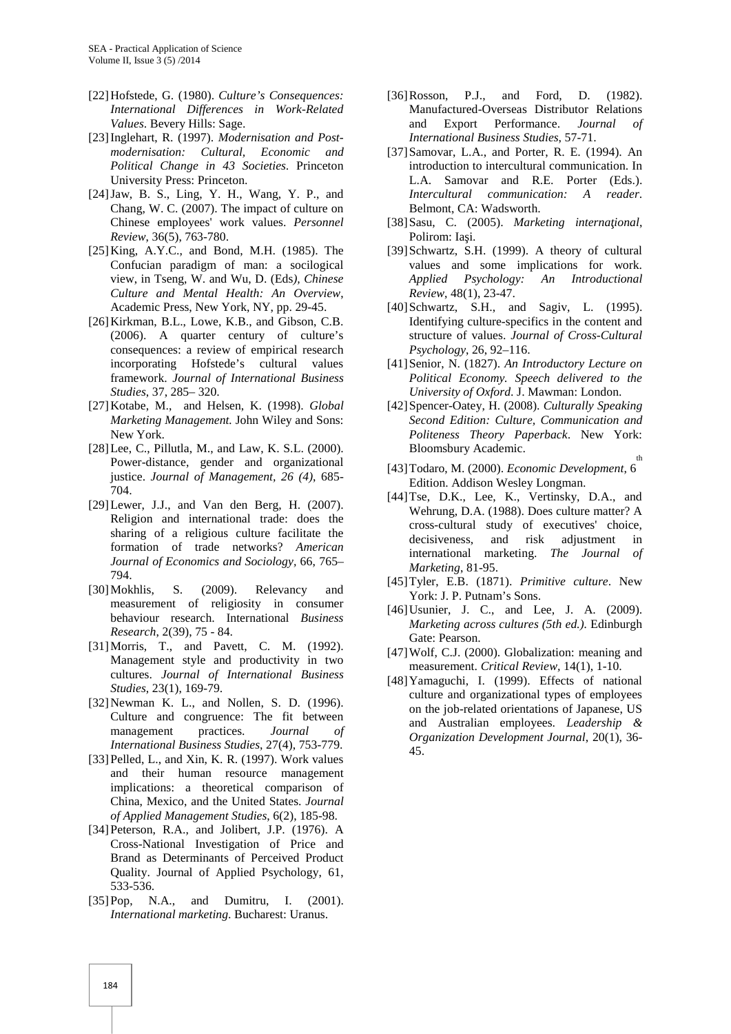[22] Hofstede, G. (1980). *Culture's Consequences: International Differences in Work-Related Values*. Bevery Hills: Sage.

[23] Inglehart, R. (1997). *Modernisation and Post-modernisation: Cultural, Economic and Political Change in 43 Societies*. Princeton University Press: Princeton.

[24] Jaw, B. S., Ling, Y. H., Wang, Y. P., and Chang, W. C. (2007). The impact of culture on Chinese employees' work values. *Personnel Review*, 36(5), 763-780.

[25] King, A.Y.C., and Bond, M.H. (1985). The Confucian paradigm of man: a socilogical view, in Tseng, W. and Wu, D. (Eds*), Chinese Culture and Mental Health: An Overview*, Academic Press, New York, NY, pp. 29-45.

[26] Kirkman, B.L., Lowe, K.B., and Gibson, C.B. (2006). A quarter century of culture's consequences: a review of empirical research incorporating Hofstede's cultural values framework. *Journal of International Business Studies*, 37, 285– 320.

[27] Kotabe, M., and Helsen, K. (1998). *Global Marketing Management.* John Wiley and Sons: New York.

[28] Lee, C., Pillutla, M., and Law, K. S.L. (2000). Power-distance, gender and organizational justice. *Journal of Management, 26 (4)*, 685-704.

[29] Lewer, J.J., and Van den Berg, H. (2007). Religion and international trade: does the sharing of a religious culture facilitate the formation of trade networks? *American Journal of Economics and Sociology*, 66, 765–794.

[30] Mokhlis, S. (2009). Relevancy and measurement of religiosity in consumer behaviour research. International *Business Research*, 2(39), 75 - 84.

[31] Morris, T., and Pavett, C. M. (1992). Management style and productivity in two cultures. *Journal of International Business Studies*, 23(1), 169-79.

[32] Newman K. L., and Nollen, S. D. (1996). Culture and congruence: The fit between management practices. *Journal of International Business Studies*, 27(4), 753-779.

[33] Pelled, L., and Xin, K. R. (1997). Work values and their human resource management implications: a theoretical comparison of China, Mexico, and the United States. *Journal of Applied Management Studies*, 6(2), 185-98.

[34] Peterson, R.A., and Jolibert, J.P. (1976). A Cross-National Investigation of Price and Brand as Determinants of Perceived Product Quality. Journal of Applied Psychology, 61, 533-536.

[35] Pop, N.A., and Dumitru, I. (2001). *International marketing*. Bucharest: Uranus.

[36] Rosson, P.J., and Ford, D. (1982). Manufactured-Overseas Distributor Relations and Export Performance. *Journal of International Business Studies*, 57-71.

[37] Samovar, L.A., and Porter, R. E. (1994). An introduction to intercultural communication. In L.A. Samovar and R.E. Porter (Eds.). *Intercultural communication: A reader*. Belmont, CA: Wadsworth.

[38] Sasu, C. (2005). *Marketing internaţional*, Polirom: Iaşi.

[39] Schwartz, S.H. (1999). A theory of cultural values and some implications for work. *Applied Psychology: An Introductional Review*, 48(1), 23-47.

[40] Schwartz, S.H., and Sagiv, L. (1995). Identifying culture-specifics in the content and structure of values. *Journal of Cross-Cultural Psychology*, 26, 92–116.

[41] Senior, N. (1827). *An Introductory Lecture on Political Economy. Speech delivered to the University of Oxford*. J. Mawman: London.

[42] Spencer-Oatey, H. (2008). *Culturally Speaking Second Edition: Culture, Communication and Politeness Theory Paperback*. New York: Bloomsbury Academic.

[43] Todaro, M. (2000). *Economic Development*, 6th Edition. Addison Wesley Longman.

[44] Tse, D.K., Lee, K., Vertinsky, D.A., and Wehrung, D.A. (1988). Does culture matter? A cross-cultural study of executives' choice, decisiveness, and risk adjustment in international marketing. *The Journal of Marketing*, 81-95.

[45] Tyler, E.B. (1871). *Primitive culture*. New York: J. P. Putnam's Sons.

[46] Usunier, J. C., and Lee, J. A. (2009). *Marketing across cultures (5th ed.)*. Edinburgh Gate: Pearson.

[47] Wolf, C.J. (2000). Globalization: meaning and measurement. *Critical Review*, 14(1), 1-10.

[48] Yamaguchi, I. (1999). Effects of national culture and organizational types of employees on the job-related orientations of Japanese, US and Australian employees. *Leadership & Organization Development Journal*, 20(1), 36-45.